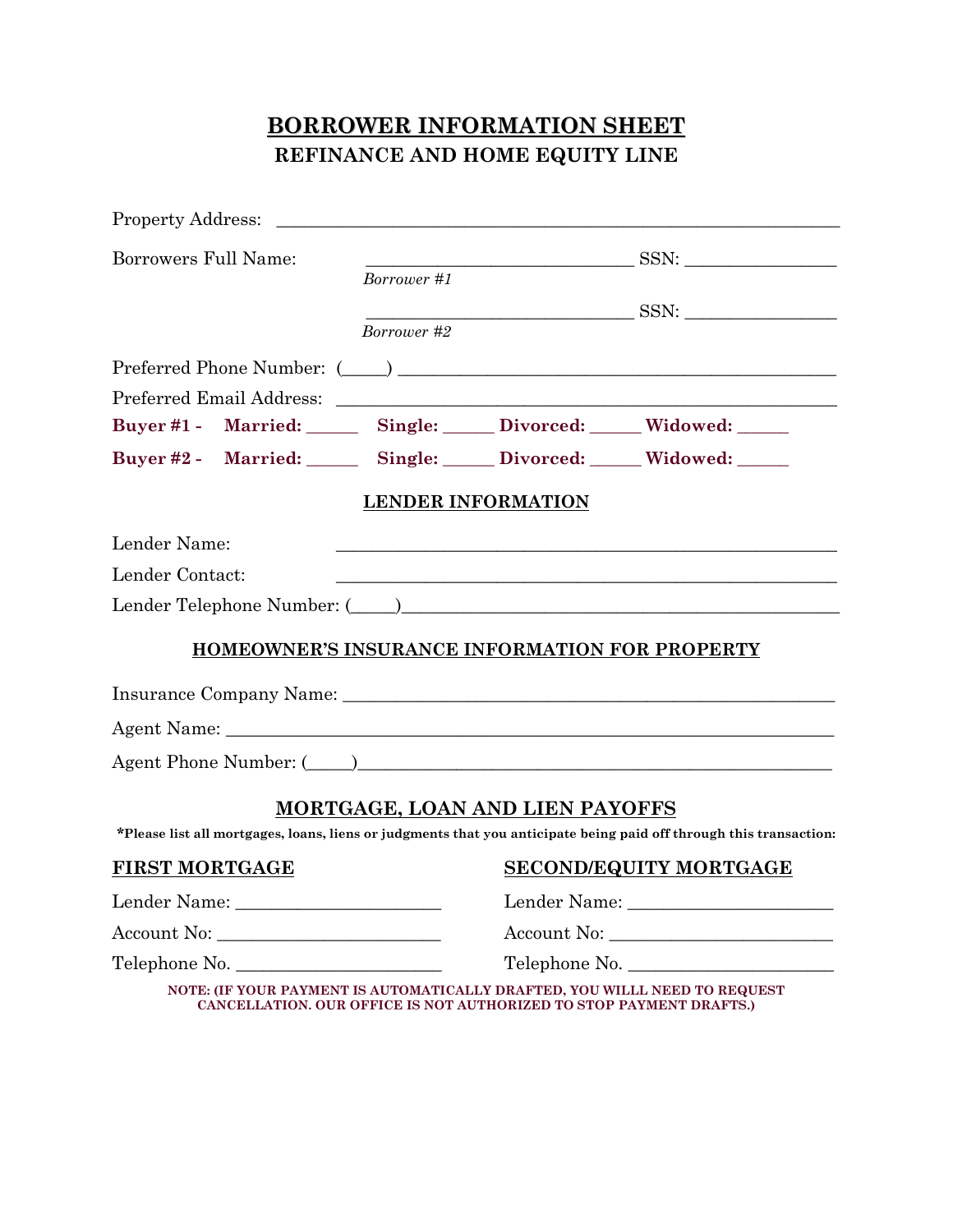# BORROWER INFORMATION SHEET

## REFINANCE AND HOME EQUITY LINE

Property Address: ______________________________________________________________

Borrowers Full Name: ______________________________ SSN: _________________

*Borrower #1*

______________________________ SSN: _________________

*Borrower #2*

Preferred Phone Number: (_____) ____________________________________________

Preferred Email Address: ____________________________________________________

**Buyer #1 - Married: _____ Single: _____ Divorced: _____ Widowed: _____**

**Buyer #2 - Married: _____ Single: _____ Divorced: _____ Widowed: _____**

## LENDER INFORMATION

Lender Name: ____________________________________________________________

Lender Contact: __________________________________________________________

Lender Telephone Number: (_____)__________________________________________

## HOMEOWNER'S INSURANCE INFORMATION FOR PROPERTY

Insurance Company Name: _________________________________________________

Agent Name: _____________________________________________________________

Agent Phone Number: (_____)_______________________________________________

## MORTGAGE, LOAN AND LIEN PAYOFFS

**\*Please list all mortgages, loans, liens or judgments that you anticipate being paid off through this transaction:**

### FIRST MORTGAGE

Lender Name: _______________________

Account No: ________________________

Telephone No. ______________________

### SECOND/EQUITY MORTGAGE

Lender Name: _______________________

Account No: ________________________

Telephone No. ______________________

**NOTE: (IF YOUR PAYMENT IS AUTOMATICALLY DRAFTED, YOU WILLL NEED TO REQUEST CANCELLATION. OUR OFFICE IS NOT AUTHORIZED TO STOP PAYMENT DRAFTS.)**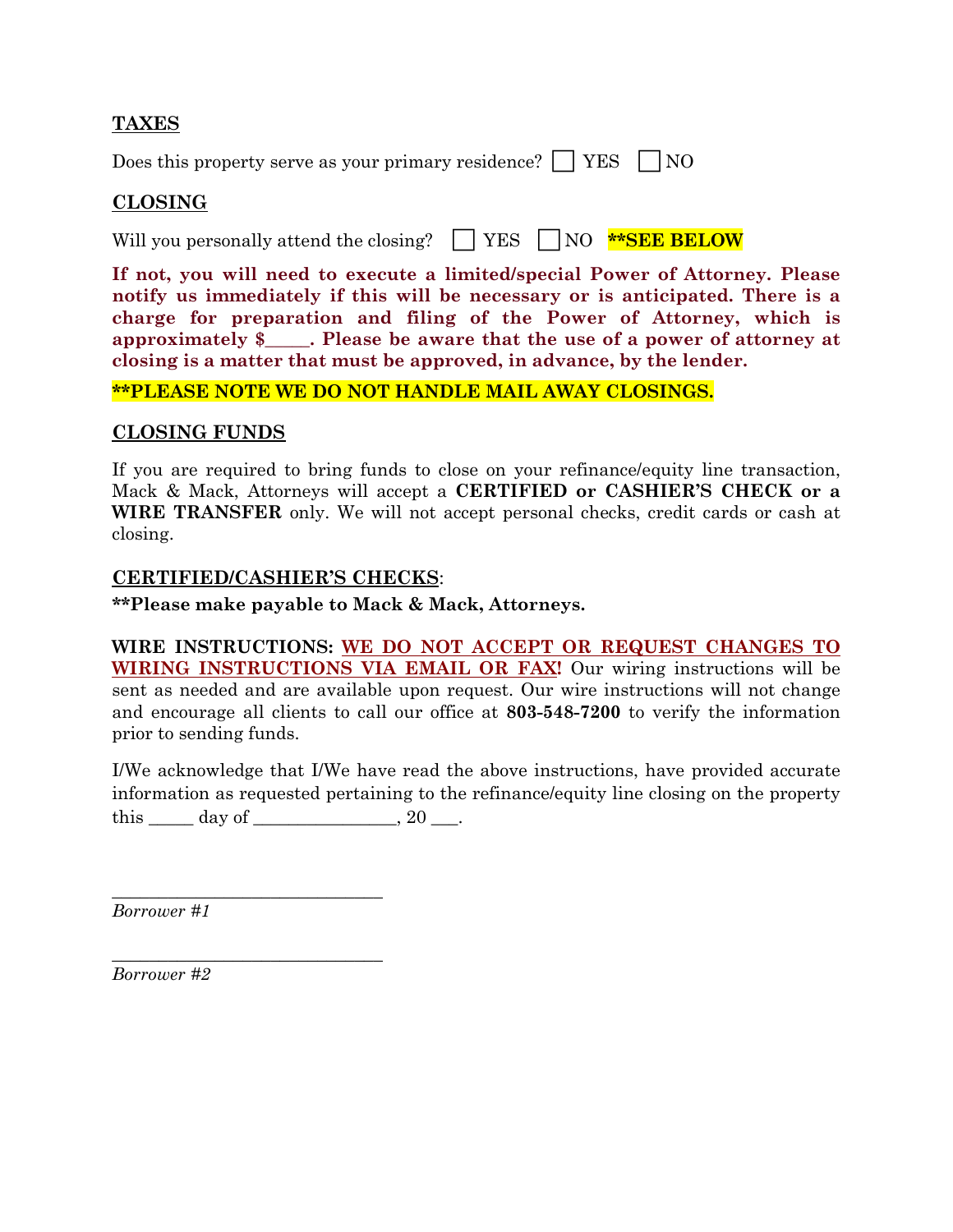**TAXES**

Does this property serve as your primary residence? ☐ YES ☐ NO

**CLOSING**

Will you personally attend the closing? ☐ YES ☐ NO **\*\*SEE BELOW**

**If not, you will need to execute a limited/special Power of Attorney. Please notify us immediately if this will be necessary or is anticipated. There is a charge for preparation and filing of the Power of Attorney, which is approximately $_____. Please be aware that the use of a power of attorney at closing is a matter that must be approved, in advance, by the lender.**

**\*\*PLEASE NOTE WE DO NOT HANDLE MAIL AWAY CLOSINGS.**

**CLOSING FUNDS**

If you are required to bring funds to close on your refinance/equity line transaction, Mack & Mack, Attorneys will accept a **CERTIFIED or CASHIER'S CHECK or a WIRE TRANSFER** only. We will not accept personal checks, credit cards or cash at closing.

**CERTIFIED/CASHIER'S CHECKS**:

**\*\*Please make payable to Mack & Mack, Attorneys.**

**WIRE INSTRUCTIONS: WE DO NOT ACCEPT OR REQUEST CHANGES TO WIRING INSTRUCTIONS VIA EMAIL OR FAX!** Our wiring instructions will be sent as needed and are available upon request. Our wire instructions will not change and encourage all clients to call our office at **803-548-7200** to verify the information prior to sending funds.

I/We acknowledge that I/We have read the above instructions, have provided accurate information as requested pertaining to the refinance/equity line closing on the property this _____ day of _______________, 20 ___.

______________________________

*Borrower #1*

______________________________

*Borrower #2*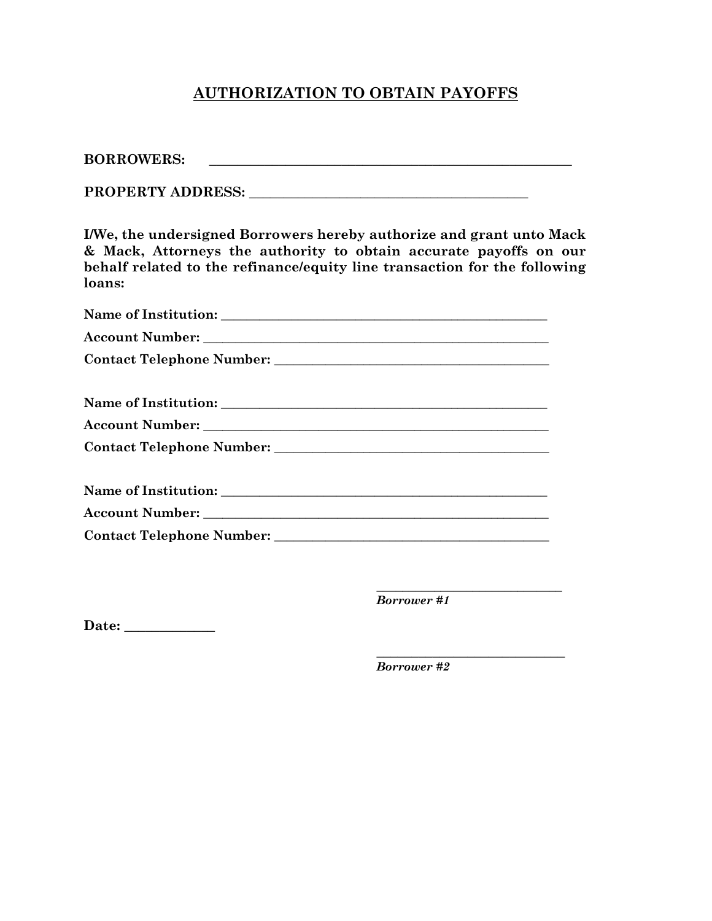# AUTHORIZATION TO OBTAIN PAYOFFS

**BORROWERS:** ________________________________________________________

**PROPERTY ADDRESS:** __________________________________________

**I/We, the undersigned Borrowers hereby authorize and grant unto Mack & Mack, Attorneys the authority to obtain accurate payoffs on our behalf related to the refinance/equity line transaction for the following loans:**

**Name of Institution:** ___________________________________________________

**Account Number:** ______________________________________________________

**Contact Telephone Number:** _________________________________________

**Name of Institution:** ___________________________________________________

**Account Number:** ______________________________________________________

**Contact Telephone Number:** _________________________________________

**Name of Institution:** ___________________________________________________

**Account Number:** ______________________________________________________

**Contact Telephone Number:** _________________________________________

_____________________________
***Borrower #1***

**Date:** _____________

_____________________________
***Borrower #2***